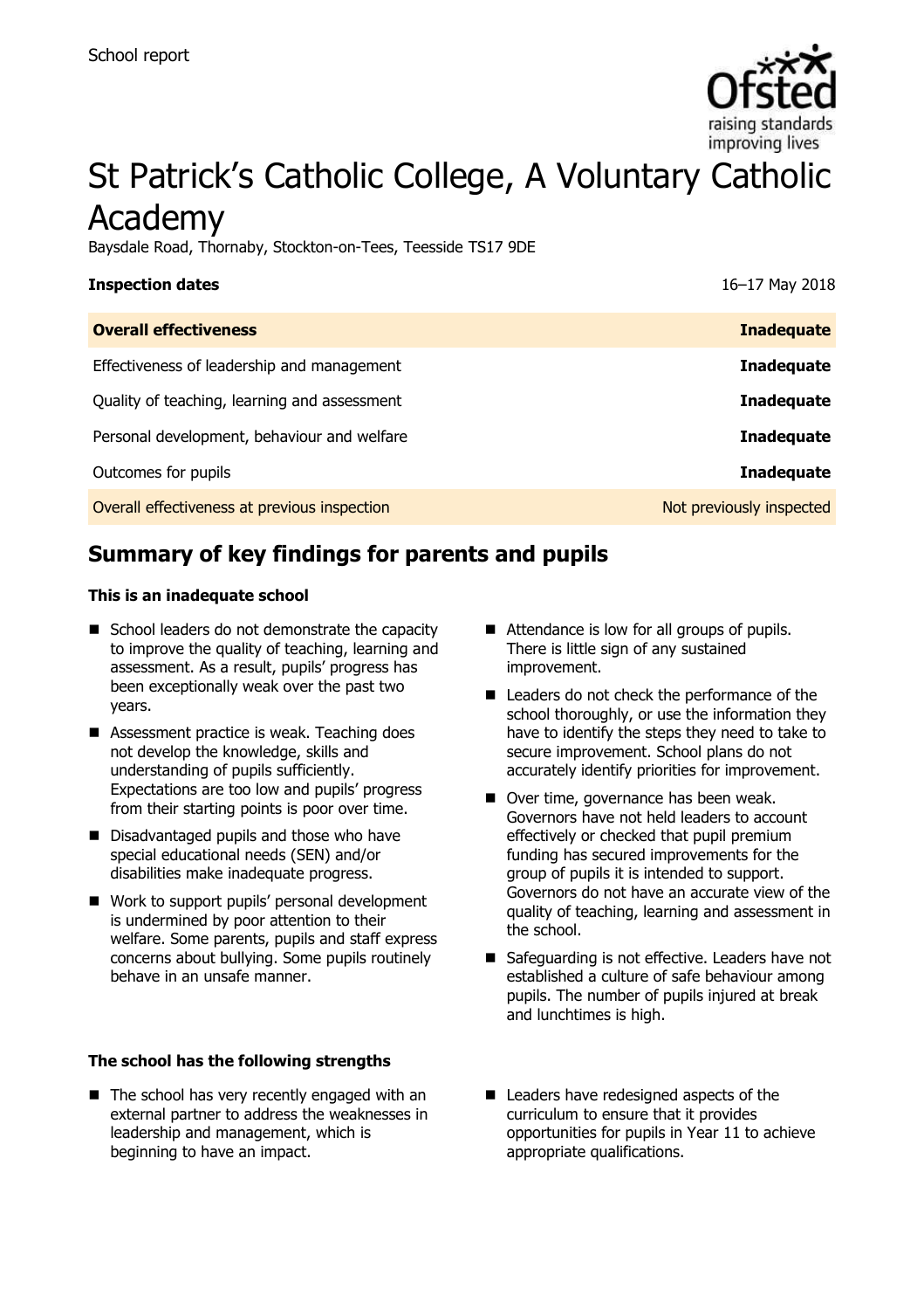School report

# St Patrick's Catholic College, A Voluntary Catholic Academy

Baysdale Road, Thornaby, Stockton-on-Tees, Teesside TS17 9DE

| **Inspection dates** | 16–17 May 2018 |
| --- | --- |
| **Overall effectiveness** | **Inadequate** |
| Effectiveness of leadership and management | **Inadequate** |
| Quality of teaching, learning and assessment | **Inadequate** |
| Personal development, behaviour and welfare | **Inadequate** |
| Outcomes for pupils | **Inadequate** |
| Overall effectiveness at previous inspection | Not previously inspected |

## Summary of key findings for parents and pupils

**This is an inadequate school**

- School leaders do not demonstrate the capacity to improve the quality of teaching, learning and assessment. As a result, pupils' progress has been exceptionally weak over the past two years.
- Assessment practice is weak. Teaching does not develop the knowledge, skills and understanding of pupils sufficiently. Expectations are too low and pupils' progress from their starting points is poor over time.
- Disadvantaged pupils and those who have special educational needs (SEN) and/or disabilities make inadequate progress.
- Work to support pupils' personal development is undermined by poor attention to their welfare. Some parents, pupils and staff express concerns about bullying. Some pupils routinely behave in an unsafe manner.
- Attendance is low for all groups of pupils. There is little sign of any sustained improvement.
- Leaders do not check the performance of the school thoroughly, or use the information they have to identify the steps they need to take to secure improvement. School plans do not accurately identify priorities for improvement.
- Over time, governance has been weak. Governors have not held leaders to account effectively or checked that pupil premium funding has secured improvements for the group of pupils it is intended to support. Governors do not have an accurate view of the quality of teaching, learning and assessment in the school.
- Safeguarding is not effective. Leaders have not established a culture of safe behaviour among pupils. The number of pupils injured at break and lunchtimes is high.

**The school has the following strengths**

- The school has very recently engaged with an external partner to address the weaknesses in leadership and management, which is beginning to have an impact.
- Leaders have redesigned aspects of the curriculum to ensure that it provides opportunities for pupils in Year 11 to achieve appropriate qualifications.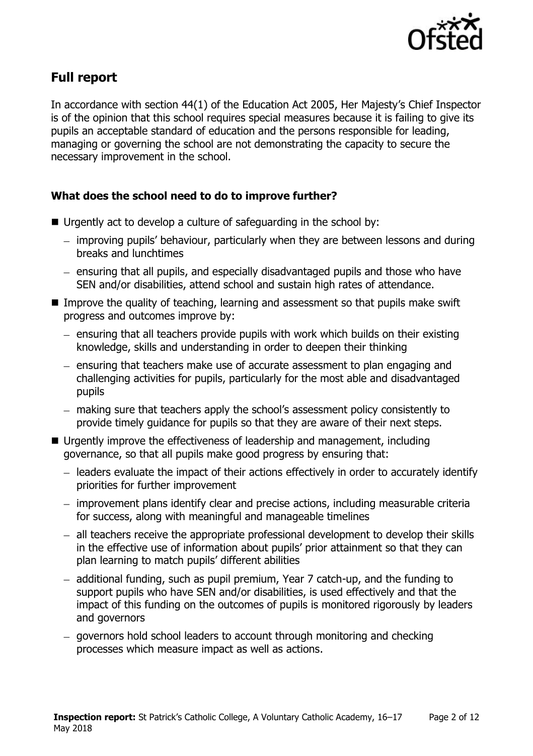## Full report

In accordance with section 44(1) of the Education Act 2005, Her Majesty's Chief Inspector is of the opinion that this school requires special measures because it is failing to give its pupils an acceptable standard of education and the persons responsible for leading, managing or governing the school are not demonstrating the capacity to secure the necessary improvement in the school.

### What does the school need to do to improve further?

- Urgently act to develop a culture of safeguarding in the school by:
  - improving pupils' behaviour, particularly when they are between lessons and during breaks and lunchtimes
  - ensuring that all pupils, and especially disadvantaged pupils and those who have SEN and/or disabilities, attend school and sustain high rates of attendance.
- Improve the quality of teaching, learning and assessment so that pupils make swift progress and outcomes improve by:
  - ensuring that all teachers provide pupils with work which builds on their existing knowledge, skills and understanding in order to deepen their thinking
  - ensuring that teachers make use of accurate assessment to plan engaging and challenging activities for pupils, particularly for the most able and disadvantaged pupils
  - making sure that teachers apply the school's assessment policy consistently to provide timely guidance for pupils so that they are aware of their next steps.
- Urgently improve the effectiveness of leadership and management, including governance, so that all pupils make good progress by ensuring that:
  - leaders evaluate the impact of their actions effectively in order to accurately identify priorities for further improvement
  - improvement plans identify clear and precise actions, including measurable criteria for success, along with meaningful and manageable timelines
  - all teachers receive the appropriate professional development to develop their skills in the effective use of information about pupils' prior attainment so that they can plan learning to match pupils' different abilities
  - additional funding, such as pupil premium, Year 7 catch-up, and the funding to support pupils who have SEN and/or disabilities, is used effectively and that the impact of this funding on the outcomes of pupils is monitored rigorously by leaders and governors
  - governors hold school leaders to account through monitoring and checking processes which measure impact as well as actions.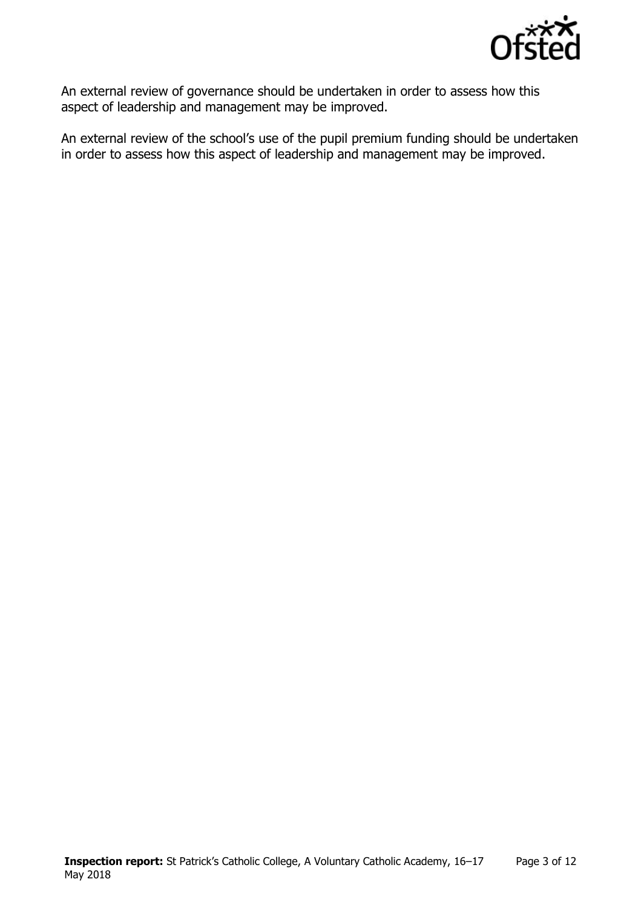An external review of governance should be undertaken in order to assess how this aspect of leadership and management may be improved.

An external review of the school's use of the pupil premium funding should be undertaken in order to assess how this aspect of leadership and management may be improved.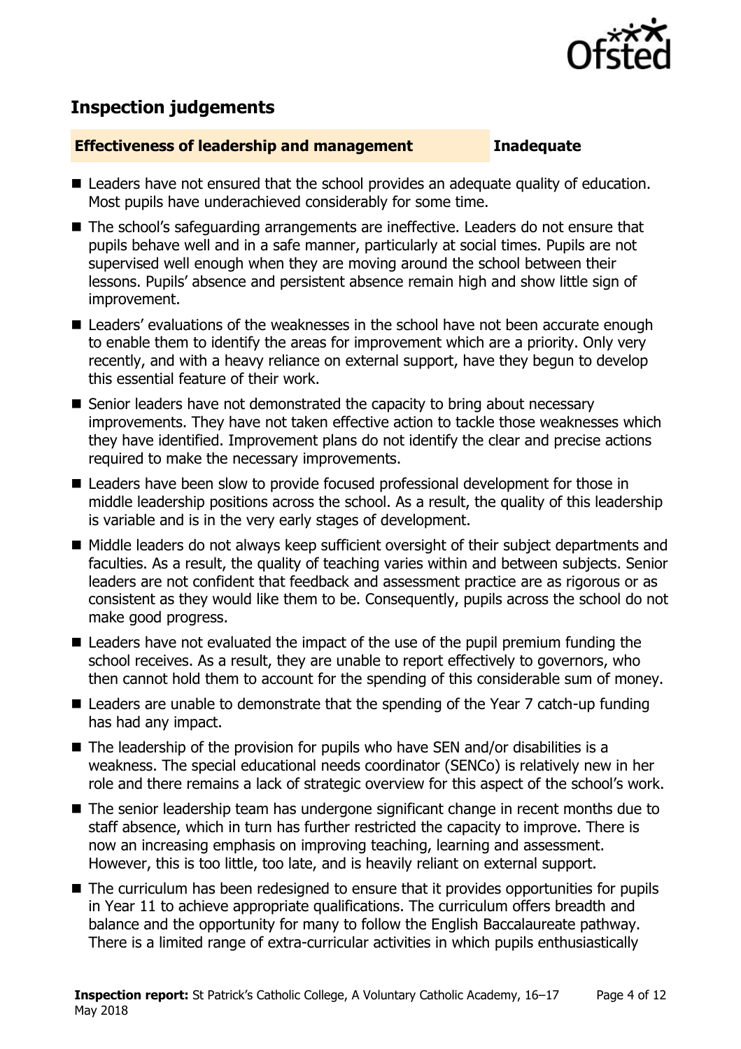## Inspection judgements

**Effectiveness of leadership and management** **Inadequate**

- Leaders have not ensured that the school provides an adequate quality of education. Most pupils have underachieved considerably for some time.
- The school's safeguarding arrangements are ineffective. Leaders do not ensure that pupils behave well and in a safe manner, particularly at social times. Pupils are not supervised well enough when they are moving around the school between their lessons. Pupils' absence and persistent absence remain high and show little sign of improvement.
- Leaders' evaluations of the weaknesses in the school have not been accurate enough to enable them to identify the areas for improvement which are a priority. Only very recently, and with a heavy reliance on external support, have they begun to develop this essential feature of their work.
- Senior leaders have not demonstrated the capacity to bring about necessary improvements. They have not taken effective action to tackle those weaknesses which they have identified. Improvement plans do not identify the clear and precise actions required to make the necessary improvements.
- Leaders have been slow to provide focused professional development for those in middle leadership positions across the school. As a result, the quality of this leadership is variable and is in the very early stages of development.
- Middle leaders do not always keep sufficient oversight of their subject departments and faculties. As a result, the quality of teaching varies within and between subjects. Senior leaders are not confident that feedback and assessment practice are as rigorous or as consistent as they would like them to be. Consequently, pupils across the school do not make good progress.
- Leaders have not evaluated the impact of the use of the pupil premium funding the school receives. As a result, they are unable to report effectively to governors, who then cannot hold them to account for the spending of this considerable sum of money.
- Leaders are unable to demonstrate that the spending of the Year 7 catch-up funding has had any impact.
- The leadership of the provision for pupils who have SEN and/or disabilities is a weakness. The special educational needs coordinator (SENCo) is relatively new in her role and there remains a lack of strategic overview for this aspect of the school's work.
- The senior leadership team has undergone significant change in recent months due to staff absence, which in turn has further restricted the capacity to improve. There is now an increasing emphasis on improving teaching, learning and assessment. However, this is too little, too late, and is heavily reliant on external support.
- The curriculum has been redesigned to ensure that it provides opportunities for pupils in Year 11 to achieve appropriate qualifications. The curriculum offers breadth and balance and the opportunity for many to follow the English Baccalaureate pathway. There is a limited range of extra-curricular activities in which pupils enthusiastically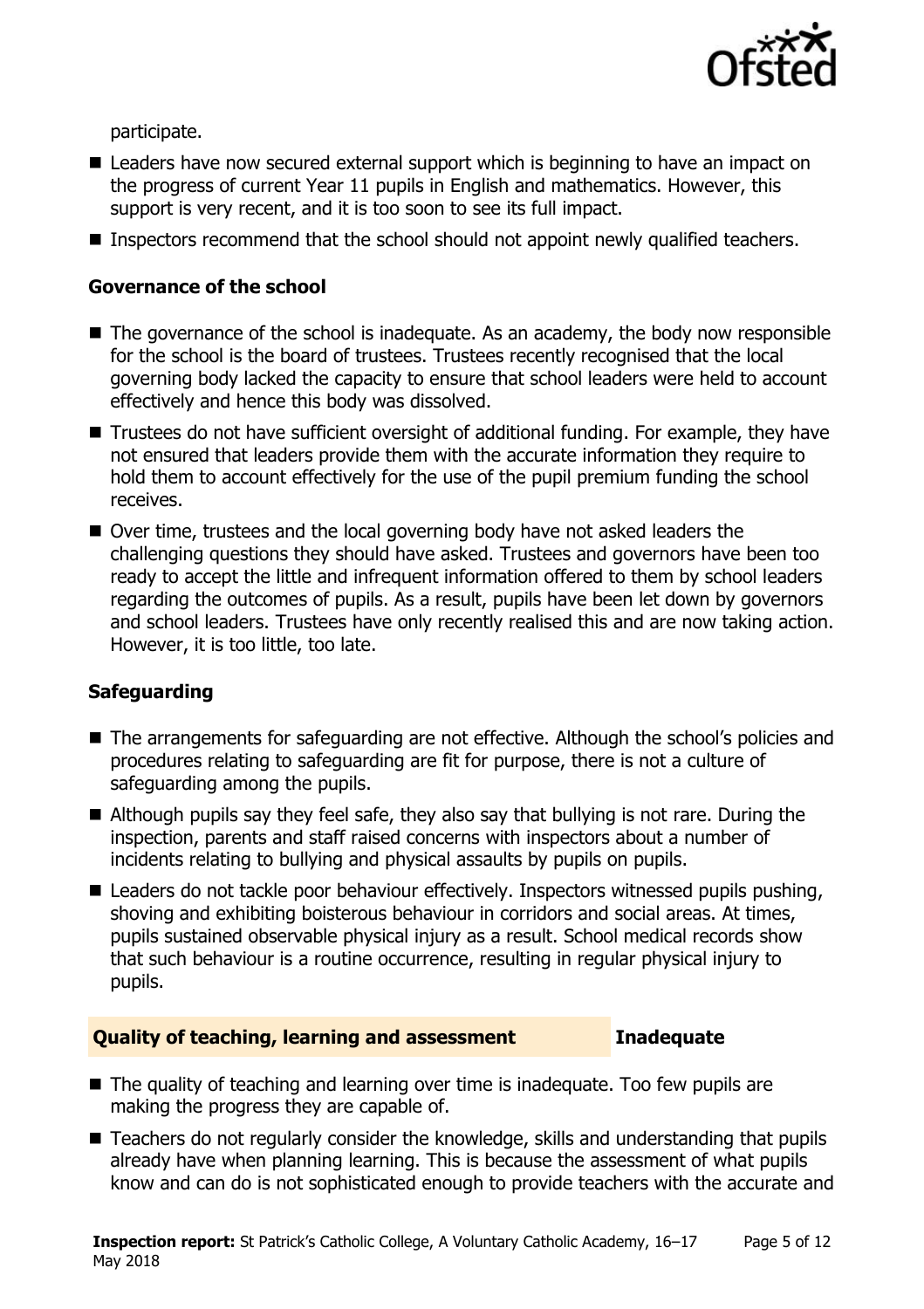participate.

- Leaders have now secured external support which is beginning to have an impact on the progress of current Year 11 pupils in English and mathematics. However, this support is very recent, and it is too soon to see its full impact.
- Inspectors recommend that the school should not appoint newly qualified teachers.

### Governance of the school

- The governance of the school is inadequate. As an academy, the body now responsible for the school is the board of trustees. Trustees recently recognised that the local governing body lacked the capacity to ensure that school leaders were held to account effectively and hence this body was dissolved.
- Trustees do not have sufficient oversight of additional funding. For example, they have not ensured that leaders provide them with the accurate information they require to hold them to account effectively for the use of the pupil premium funding the school receives.
- Over time, trustees and the local governing body have not asked leaders the challenging questions they should have asked. Trustees and governors have been too ready to accept the little and infrequent information offered to them by school leaders regarding the outcomes of pupils. As a result, pupils have been let down by governors and school leaders. Trustees have only recently realised this and are now taking action. However, it is too little, too late.

### Safeguarding

- The arrangements for safeguarding are not effective. Although the school's policies and procedures relating to safeguarding are fit for purpose, there is not a culture of safeguarding among the pupils.
- Although pupils say they feel safe, they also say that bullying is not rare. During the inspection, parents and staff raised concerns with inspectors about a number of incidents relating to bullying and physical assaults by pupils on pupils.
- Leaders do not tackle poor behaviour effectively. Inspectors witnessed pupils pushing, shoving and exhibiting boisterous behaviour in corridors and social areas. At times, pupils sustained observable physical injury as a result. School medical records show that such behaviour is a routine occurrence, resulting in regular physical injury to pupils.

## Quality of teaching, learning and assessment — Inadequate

- The quality of teaching and learning over time is inadequate. Too few pupils are making the progress they are capable of.
- Teachers do not regularly consider the knowledge, skills and understanding that pupils already have when planning learning. This is because the assessment of what pupils know and can do is not sophisticated enough to provide teachers with the accurate and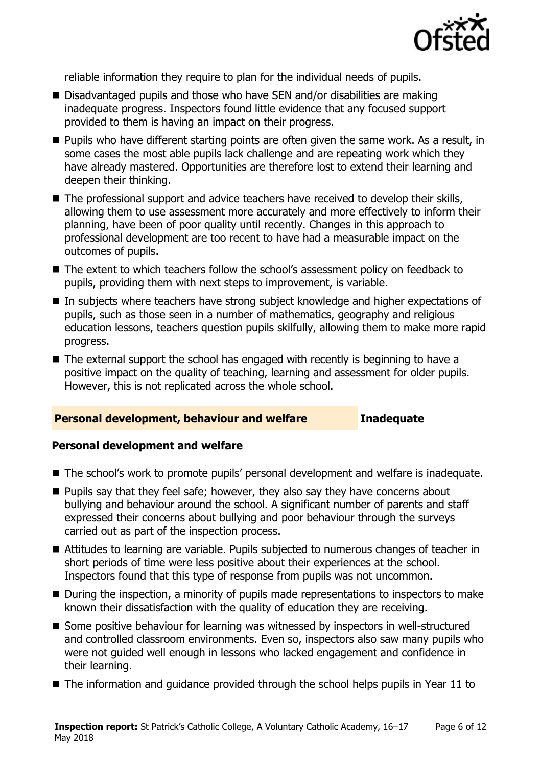reliable information they require to plan for the individual needs of pupils.

- Disadvantaged pupils and those who have SEN and/or disabilities are making inadequate progress. Inspectors found little evidence that any focused support provided to them is having an impact on their progress.
- Pupils who have different starting points are often given the same work. As a result, in some cases the most able pupils lack challenge and are repeating work which they have already mastered. Opportunities are therefore lost to extend their learning and deepen their thinking.
- The professional support and advice teachers have received to develop their skills, allowing them to use assessment more accurately and more effectively to inform their planning, have been of poor quality until recently. Changes in this approach to professional development are too recent to have had a measurable impact on the outcomes of pupils.
- The extent to which teachers follow the school's assessment policy on feedback to pupils, providing them with next steps to improvement, is variable.
- In subjects where teachers have strong subject knowledge and higher expectations of pupils, such as those seen in a number of mathematics, geography and religious education lessons, teachers question pupils skilfully, allowing them to make more rapid progress.
- The external support the school has engaged with recently is beginning to have a positive impact on the quality of teaching, learning and assessment for older pupils. However, this is not replicated across the whole school.

## Personal development, behaviour and welfare — Inadequate

### Personal development and welfare

- The school's work to promote pupils' personal development and welfare is inadequate.
- Pupils say that they feel safe; however, they also say they have concerns about bullying and behaviour around the school. A significant number of parents and staff expressed their concerns about bullying and poor behaviour through the surveys carried out as part of the inspection process.
- Attitudes to learning are variable. Pupils subjected to numerous changes of teacher in short periods of time were less positive about their experiences at the school. Inspectors found that this type of response from pupils was not uncommon.
- During the inspection, a minority of pupils made representations to inspectors to make known their dissatisfaction with the quality of education they are receiving.
- Some positive behaviour for learning was witnessed by inspectors in well-structured and controlled classroom environments. Even so, inspectors also saw many pupils who were not guided well enough in lessons who lacked engagement and confidence in their learning.
- The information and guidance provided through the school helps pupils in Year 11 to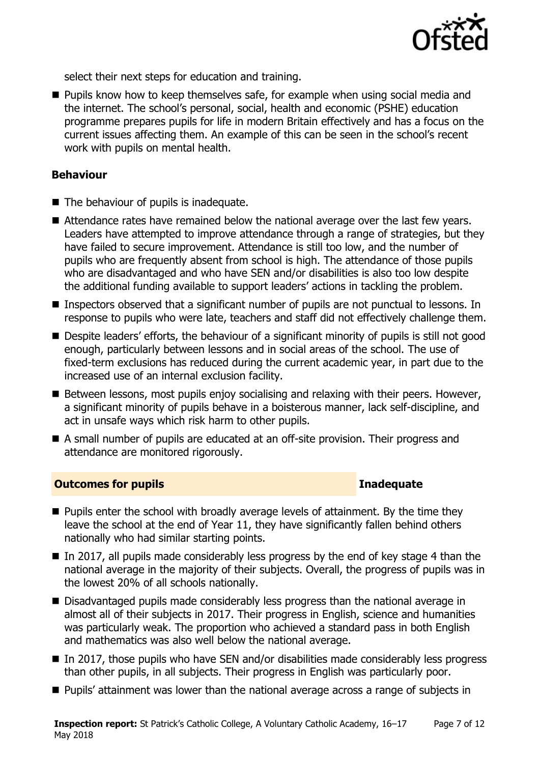select their next steps for education and training.

- Pupils know how to keep themselves safe, for example when using social media and the internet. The school's personal, social, health and economic (PSHE) education programme prepares pupils for life in modern Britain effectively and has a focus on the current issues affecting them. An example of this can be seen in the school's recent work with pupils on mental health.

### Behaviour

- The behaviour of pupils is inadequate.
- Attendance rates have remained below the national average over the last few years. Leaders have attempted to improve attendance through a range of strategies, but they have failed to secure improvement. Attendance is still too low, and the number of pupils who are frequently absent from school is high. The attendance of those pupils who are disadvantaged and who have SEN and/or disabilities is also too low despite the additional funding available to support leaders' actions in tackling the problem.
- Inspectors observed that a significant number of pupils are not punctual to lessons. In response to pupils who were late, teachers and staff did not effectively challenge them.
- Despite leaders' efforts, the behaviour of a significant minority of pupils is still not good enough, particularly between lessons and in social areas of the school. The use of fixed-term exclusions has reduced during the current academic year, in part due to the increased use of an internal exclusion facility.
- Between lessons, most pupils enjoy socialising and relaxing with their peers. However, a significant minority of pupils behave in a boisterous manner, lack self-discipline, and act in unsafe ways which risk harm to other pupils.
- A small number of pupils are educated at an off-site provision. Their progress and attendance are monitored rigorously.

## Outcomes for pupils — Inadequate

- Pupils enter the school with broadly average levels of attainment. By the time they leave the school at the end of Year 11, they have significantly fallen behind others nationally who had similar starting points.
- In 2017, all pupils made considerably less progress by the end of key stage 4 than the national average in the majority of their subjects. Overall, the progress of pupils was in the lowest 20% of all schools nationally.
- Disadvantaged pupils made considerably less progress than the national average in almost all of their subjects in 2017. Their progress in English, science and humanities was particularly weak. The proportion who achieved a standard pass in both English and mathematics was also well below the national average.
- In 2017, those pupils who have SEN and/or disabilities made considerably less progress than other pupils, in all subjects. Their progress in English was particularly poor.
- Pupils' attainment was lower than the national average across a range of subjects in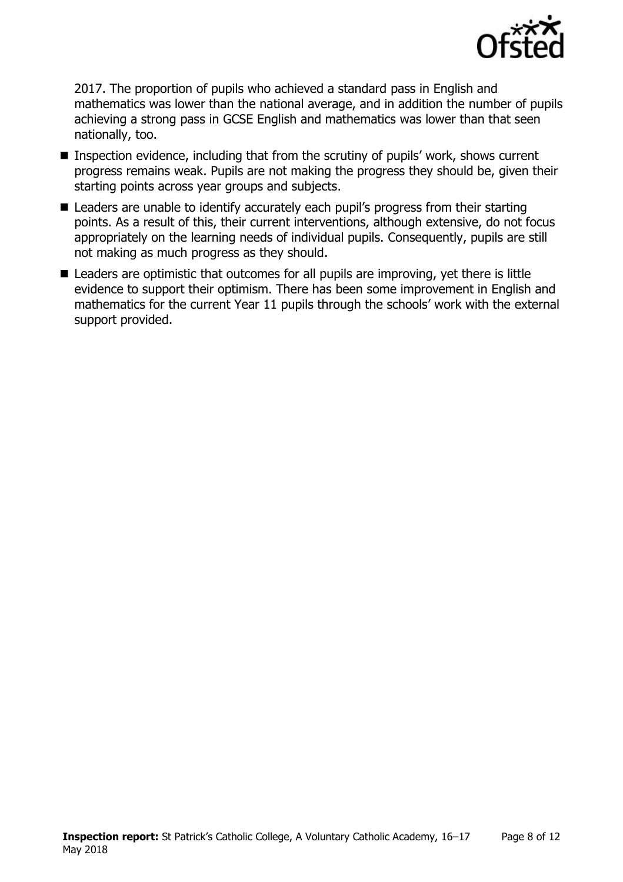2017. The proportion of pupils who achieved a standard pass in English and mathematics was lower than the national average, and in addition the number of pupils achieving a strong pass in GCSE English and mathematics was lower than that seen nationally, too.

- Inspection evidence, including that from the scrutiny of pupils' work, shows current progress remains weak. Pupils are not making the progress they should be, given their starting points across year groups and subjects.
- Leaders are unable to identify accurately each pupil's progress from their starting points. As a result of this, their current interventions, although extensive, do not focus appropriately on the learning needs of individual pupils. Consequently, pupils are still not making as much progress as they should.
- Leaders are optimistic that outcomes for all pupils are improving, yet there is little evidence to support their optimism. There has been some improvement in English and mathematics for the current Year 11 pupils through the schools' work with the external support provided.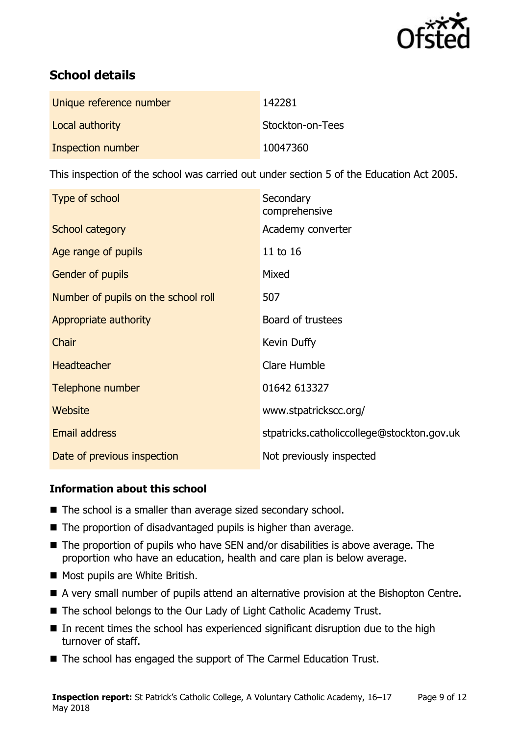## School details

| | |
|---|---|
| Unique reference number | 142281 |
| Local authority | Stockton-on-Tees |
| Inspection number | 10047360 |

This inspection of the school was carried out under section 5 of the Education Act 2005.

| | |
|---|---|
| Type of school | Secondary comprehensive |
| School category | Academy converter |
| Age range of pupils | 11 to 16 |
| Gender of pupils | Mixed |
| Number of pupils on the school roll | 507 |
| Appropriate authority | Board of trustees |
| Chair | Kevin Duffy |
| Headteacher | Clare Humble |
| Telephone number | 01642 613327 |
| Website | www.stpatrickscc.org/ |
| Email address | stpatricks.catholiccollege@stockton.gov.uk |
| Date of previous inspection | Not previously inspected |

### Information about this school

- The school is a smaller than average sized secondary school.
- The proportion of disadvantaged pupils is higher than average.
- The proportion of pupils who have SEN and/or disabilities is above average. The proportion who have an education, health and care plan is below average.
- Most pupils are White British.
- A very small number of pupils attend an alternative provision at the Bishopton Centre.
- The school belongs to the Our Lady of Light Catholic Academy Trust.
- In recent times the school has experienced significant disruption due to the high turnover of staff.
- The school has engaged the support of The Carmel Education Trust.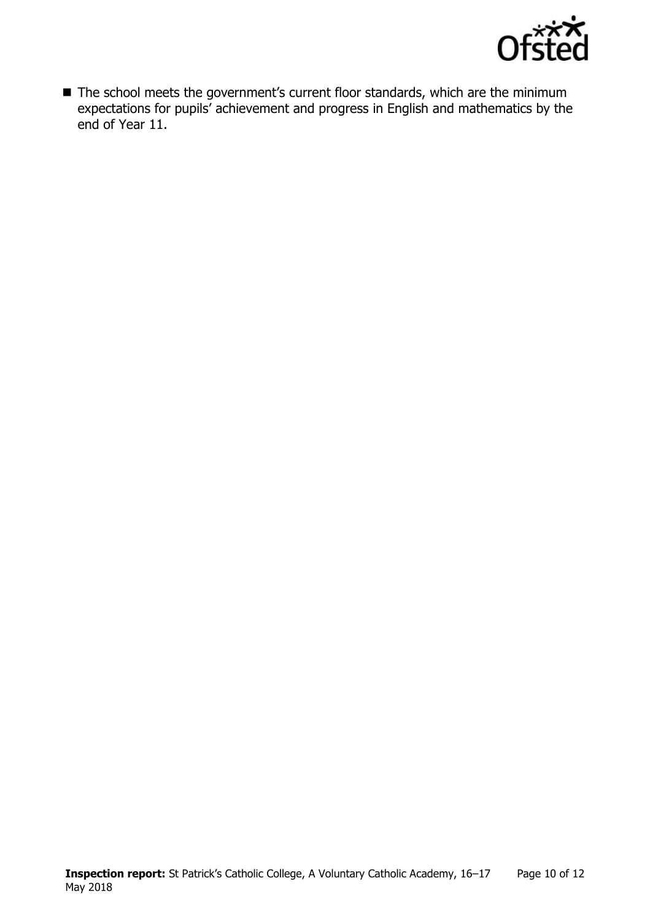- The school meets the government's current floor standards, which are the minimum expectations for pupils' achievement and progress in English and mathematics by the end of Year 11.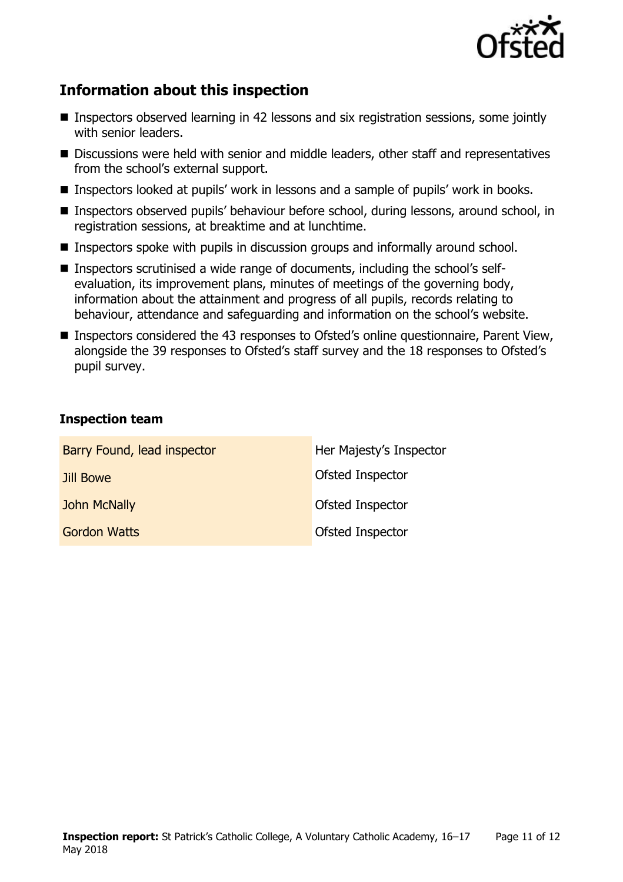## Information about this inspection

- Inspectors observed learning in 42 lessons and six registration sessions, some jointly with senior leaders.
- Discussions were held with senior and middle leaders, other staff and representatives from the school's external support.
- Inspectors looked at pupils' work in lessons and a sample of pupils' work in books.
- Inspectors observed pupils' behaviour before school, during lessons, around school, in registration sessions, at breaktime and at lunchtime.
- Inspectors spoke with pupils in discussion groups and informally around school.
- Inspectors scrutinised a wide range of documents, including the school's self-evaluation, its improvement plans, minutes of meetings of the governing body, information about the attainment and progress of all pupils, records relating to behaviour, attendance and safeguarding and information on the school's website.
- Inspectors considered the 43 responses to Ofsted's online questionnaire, Parent View, alongside the 39 responses to Ofsted's staff survey and the 18 responses to Ofsted's pupil survey.

### Inspection team

| | |
|---|---|
| Barry Found, lead inspector | Her Majesty's Inspector |
| Jill Bowe | Ofsted Inspector |
| John McNally | Ofsted Inspector |
| Gordon Watts | Ofsted Inspector |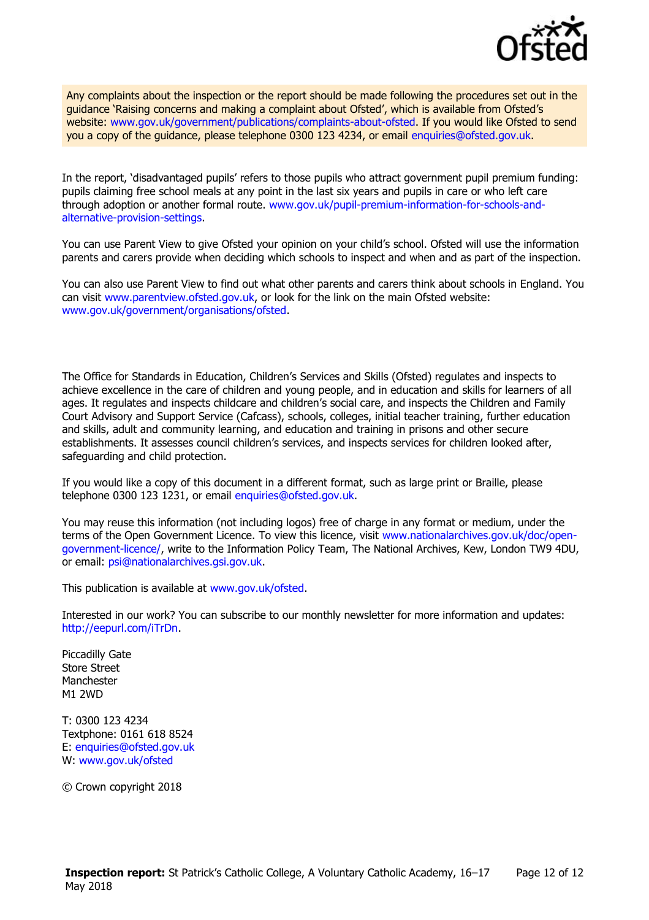Any complaints about the inspection or the report should be made following the procedures set out in the guidance 'Raising concerns and making a complaint about Ofsted', which is available from Ofsted's website: www.gov.uk/government/publications/complaints-about-ofsted. If you would like Ofsted to send you a copy of the guidance, please telephone 0300 123 4234, or email enquiries@ofsted.gov.uk.

In the report, 'disadvantaged pupils' refers to those pupils who attract government pupil premium funding: pupils claiming free school meals at any point in the last six years and pupils in care or who left care through adoption or another formal route. www.gov.uk/pupil-premium-information-for-schools-and-alternative-provision-settings.

You can use Parent View to give Ofsted your opinion on your child's school. Ofsted will use the information parents and carers provide when deciding which schools to inspect and when and as part of the inspection.

You can also use Parent View to find out what other parents and carers think about schools in England. You can visit www.parentview.ofsted.gov.uk, or look for the link on the main Ofsted website: www.gov.uk/government/organisations/ofsted.

The Office for Standards in Education, Children's Services and Skills (Ofsted) regulates and inspects to achieve excellence in the care of children and young people, and in education and skills for learners of all ages. It regulates and inspects childcare and children's social care, and inspects the Children and Family Court Advisory and Support Service (Cafcass), schools, colleges, initial teacher training, further education and skills, adult and community learning, and education and training in prisons and other secure establishments. It assesses council children's services, and inspects services for children looked after, safeguarding and child protection.

If you would like a copy of this document in a different format, such as large print or Braille, please telephone 0300 123 1231, or email enquiries@ofsted.gov.uk.

You may reuse this information (not including logos) free of charge in any format or medium, under the terms of the Open Government Licence. To view this licence, visit www.nationalarchives.gov.uk/doc/open-government-licence/, write to the Information Policy Team, The National Archives, Kew, London TW9 4DU, or email: psi@nationalarchives.gsi.gov.uk.

This publication is available at www.gov.uk/ofsted.

Interested in our work? You can subscribe to our monthly newsletter for more information and updates: http://eepurl.com/iTrDn.

Piccadilly Gate
Store Street
Manchester
M1 2WD

T: 0300 123 4234
Textphone: 0161 618 8524
E: enquiries@ofsted.gov.uk
W: www.gov.uk/ofsted

© Crown copyright 2018